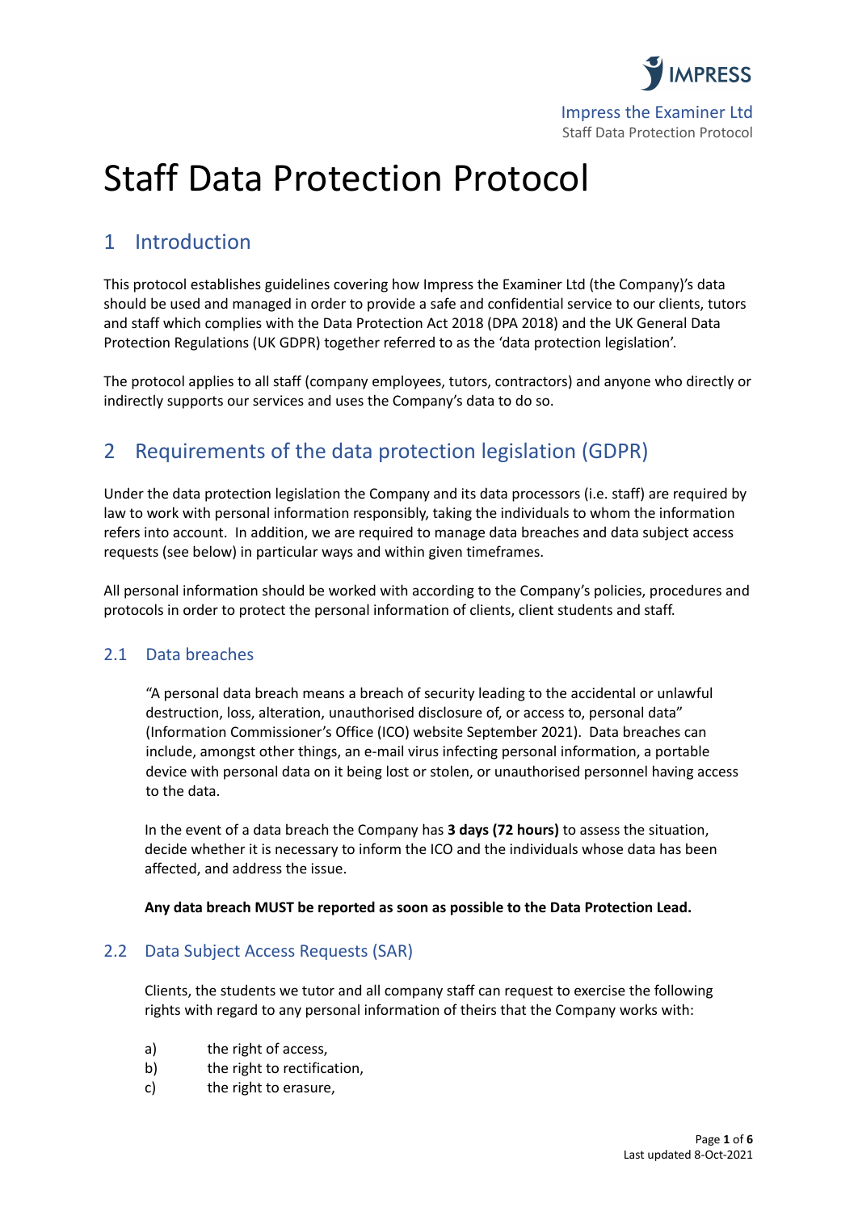# Staff Data Protection Protocol

## 1 Introduction

This protocol establishes guidelines covering how Impress the Examiner Ltd (the Company)'s data should be used and managed in order to provide a safe and confidential service to our clients, tutors and staff which complies with the Data Protection Act 2018 (DPA 2018) and the UK General Data Protection Regulations (UK GDPR) together referred to as the 'data protection legislation'.

The protocol applies to all staff (company employees, tutors, contractors) and anyone who directly or indirectly supports our services and uses the Company's data to do so.

## 2 Requirements of the data protection legislation (GDPR)

Under the data protection legislation the Company and its data processors (i.e. staff) are required by law to work with personal information responsibly, taking the individuals to whom the information refers into account. In addition, we are required to manage data breaches and data subject access requests (see below) in particular ways and within given timeframes.

All personal information should be worked with according to the Company's policies, procedures and protocols in order to protect the personal information of clients, client students and staff.

### 2.1 Data breaches

"A personal data breach means a breach of security leading to the accidental or unlawful destruction, loss, alteration, unauthorised disclosure of, or access to, personal data" (Information Commissioner's Office (ICO) website September 2021). Data breaches can include, amongst other things, an e-mail virus infecting personal information, a portable device with personal data on it being lost or stolen, or unauthorised personnel having access to the data.

In the event of a data breach the Company has **3 days (72 hours)** to assess the situation, decide whether it is necessary to inform the ICO and the individuals whose data has been affected, and address the issue.

**Any data breach MUST be reported as soon as possible to the Data Protection Lead.**

### 2.2 Data Subject Access Requests (SAR)

Clients, the students we tutor and all company staff can request to exercise the following rights with regard to any personal information of theirs that the Company works with:

a) the right of access,
b) the right to rectification,
c) the right to erasure,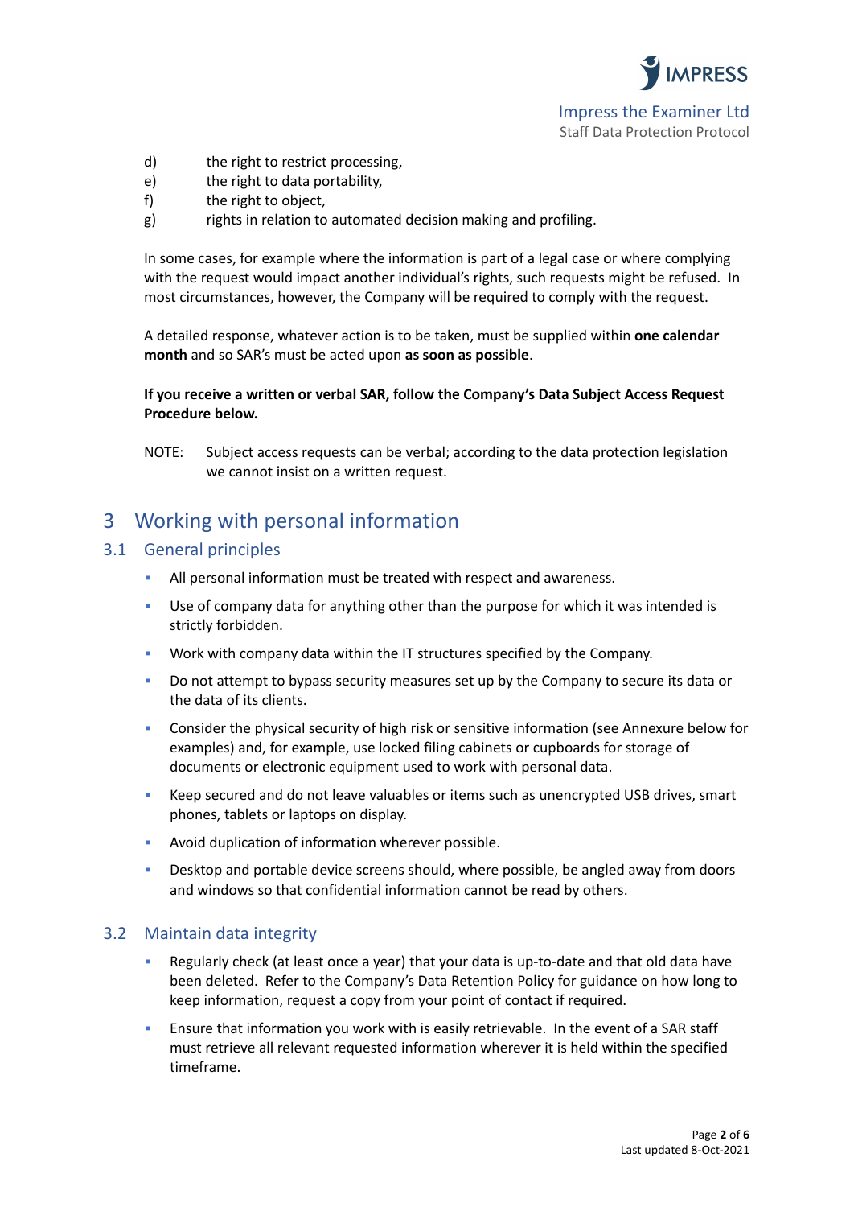d) the right to restrict processing,
e) the right to data portability,
f) the right to object,
g) rights in relation to automated decision making and profiling.

In some cases, for example where the information is part of a legal case or where complying with the request would impact another individual's rights, such requests might be refused. In most circumstances, however, the Company will be required to comply with the request.

A detailed response, whatever action is to be taken, must be supplied within **one calendar month** and so SAR's must be acted upon **as soon as possible**.

**If you receive a written or verbal SAR, follow the Company's Data Subject Access Request Procedure below.**

NOTE: Subject access requests can be verbal; according to the data protection legislation we cannot insist on a written request.

# 3 Working with personal information

## 3.1 General principles

- All personal information must be treated with respect and awareness.
- Use of company data for anything other than the purpose for which it was intended is strictly forbidden.
- Work with company data within the IT structures specified by the Company.
- Do not attempt to bypass security measures set up by the Company to secure its data or the data of its clients.
- Consider the physical security of high risk or sensitive information (see Annexure below for examples) and, for example, use locked filing cabinets or cupboards for storage of documents or electronic equipment used to work with personal data.
- Keep secured and do not leave valuables or items such as unencrypted USB drives, smart phones, tablets or laptops on display.
- Avoid duplication of information wherever possible.
- Desktop and portable device screens should, where possible, be angled away from doors and windows so that confidential information cannot be read by others.

## 3.2 Maintain data integrity

- Regularly check (at least once a year) that your data is up-to-date and that old data have been deleted. Refer to the Company's Data Retention Policy for guidance on how long to keep information, request a copy from your point of contact if required.
- Ensure that information you work with is easily retrievable. In the event of a SAR staff must retrieve all relevant requested information wherever it is held within the specified timeframe.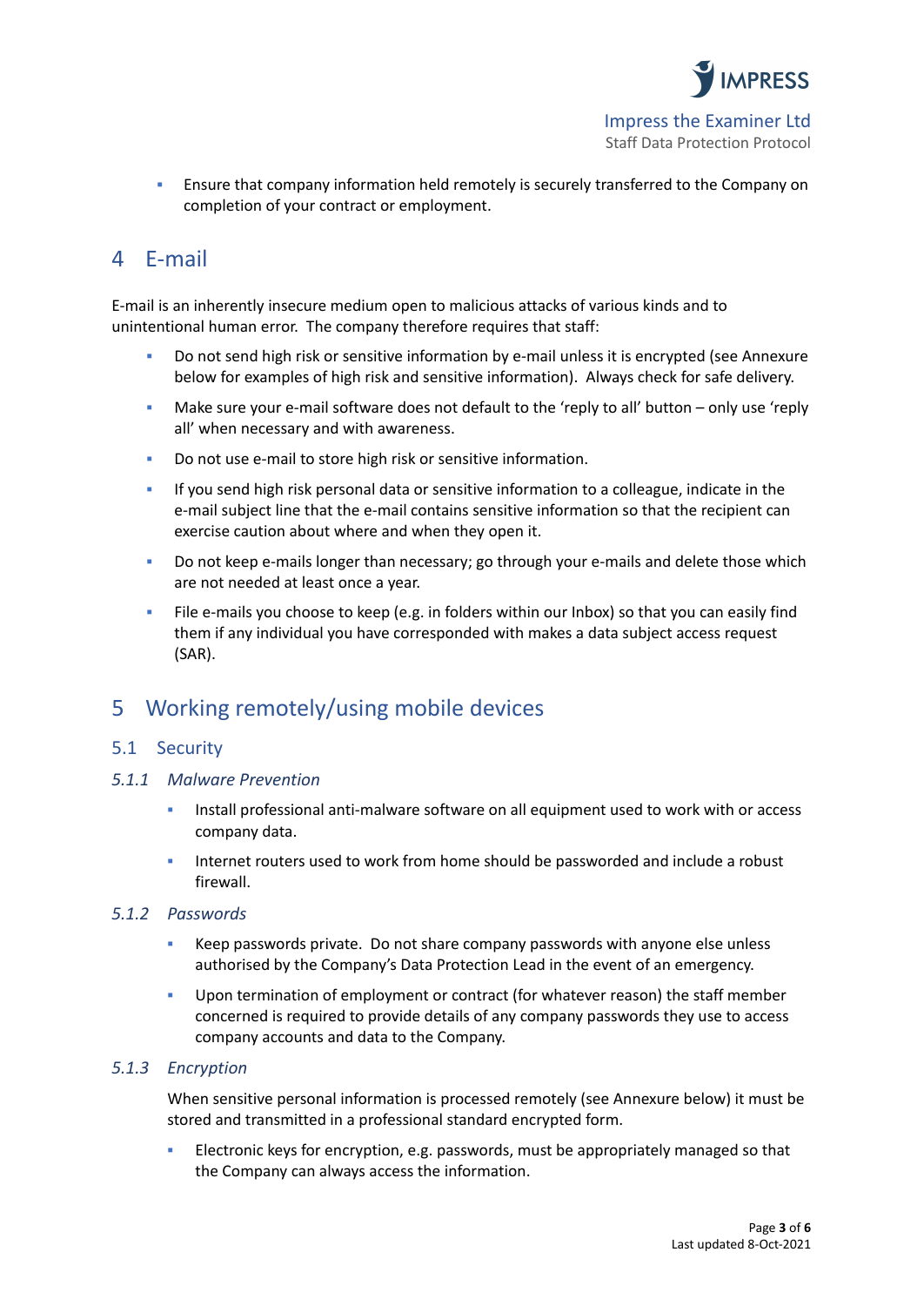- Ensure that company information held remotely is securely transferred to the Company on completion of your contract or employment.

# 4 E-mail

E-mail is an inherently insecure medium open to malicious attacks of various kinds and to unintentional human error. The company therefore requires that staff:

- Do not send high risk or sensitive information by e-mail unless it is encrypted (see Annexure below for examples of high risk and sensitive information). Always check for safe delivery.
- Make sure your e-mail software does not default to the 'reply to all' button – only use 'reply all' when necessary and with awareness.
- Do not use e-mail to store high risk or sensitive information.
- If you send high risk personal data or sensitive information to a colleague, indicate in the e-mail subject line that the e-mail contains sensitive information so that the recipient can exercise caution about where and when they open it.
- Do not keep e-mails longer than necessary; go through your e-mails and delete those which are not needed at least once a year.
- File e-mails you choose to keep (e.g. in folders within our Inbox) so that you can easily find them if any individual you have corresponded with makes a data subject access request (SAR).

# 5 Working remotely/using mobile devices

## 5.1 Security

### *5.1.1 Malware Prevention*

- Install professional anti-malware software on all equipment used to work with or access company data.
- Internet routers used to work from home should be passworded and include a robust firewall.

### *5.1.2 Passwords*

- Keep passwords private. Do not share company passwords with anyone else unless authorised by the Company's Data Protection Lead in the event of an emergency.
- Upon termination of employment or contract (for whatever reason) the staff member concerned is required to provide details of any company passwords they use to access company accounts and data to the Company.

### *5.1.3 Encryption*

When sensitive personal information is processed remotely (see Annexure below) it must be stored and transmitted in a professional standard encrypted form.

- Electronic keys for encryption, e.g. passwords, must be appropriately managed so that the Company can always access the information.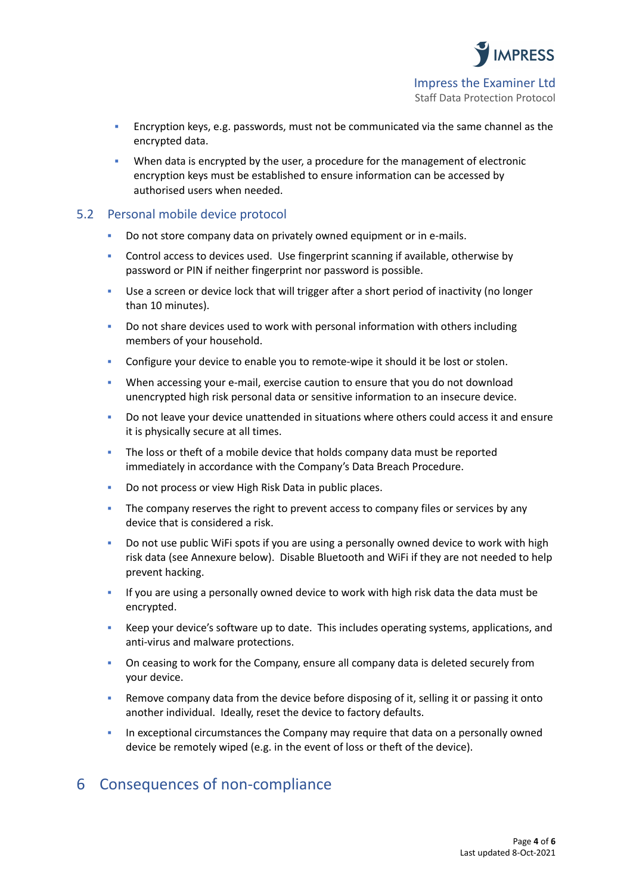- Encryption keys, e.g. passwords, must not be communicated via the same channel as the encrypted data.
- When data is encrypted by the user, a procedure for the management of electronic encryption keys must be established to ensure information can be accessed by authorised users when needed.

### 5.2 Personal mobile device protocol

- Do not store company data on privately owned equipment or in e-mails.
- Control access to devices used. Use fingerprint scanning if available, otherwise by password or PIN if neither fingerprint nor password is possible.
- Use a screen or device lock that will trigger after a short period of inactivity (no longer than 10 minutes).
- Do not share devices used to work with personal information with others including members of your household.
- Configure your device to enable you to remote-wipe it should it be lost or stolen.
- When accessing your e-mail, exercise caution to ensure that you do not download unencrypted high risk personal data or sensitive information to an insecure device.
- Do not leave your device unattended in situations where others could access it and ensure it is physically secure at all times.
- The loss or theft of a mobile device that holds company data must be reported immediately in accordance with the Company's Data Breach Procedure.
- Do not process or view High Risk Data in public places.
- The company reserves the right to prevent access to company files or services by any device that is considered a risk.
- Do not use public WiFi spots if you are using a personally owned device to work with high risk data (see Annexure below). Disable Bluetooth and WiFi if they are not needed to help prevent hacking.
- If you are using a personally owned device to work with high risk data the data must be encrypted.
- Keep your device's software up to date. This includes operating systems, applications, and anti-virus and malware protections.
- On ceasing to work for the Company, ensure all company data is deleted securely from your device.
- Remove company data from the device before disposing of it, selling it or passing it onto another individual. Ideally, reset the device to factory defaults.
- In exceptional circumstances the Company may require that data on a personally owned device be remotely wiped (e.g. in the event of loss or theft of the device).

## 6 Consequences of non-compliance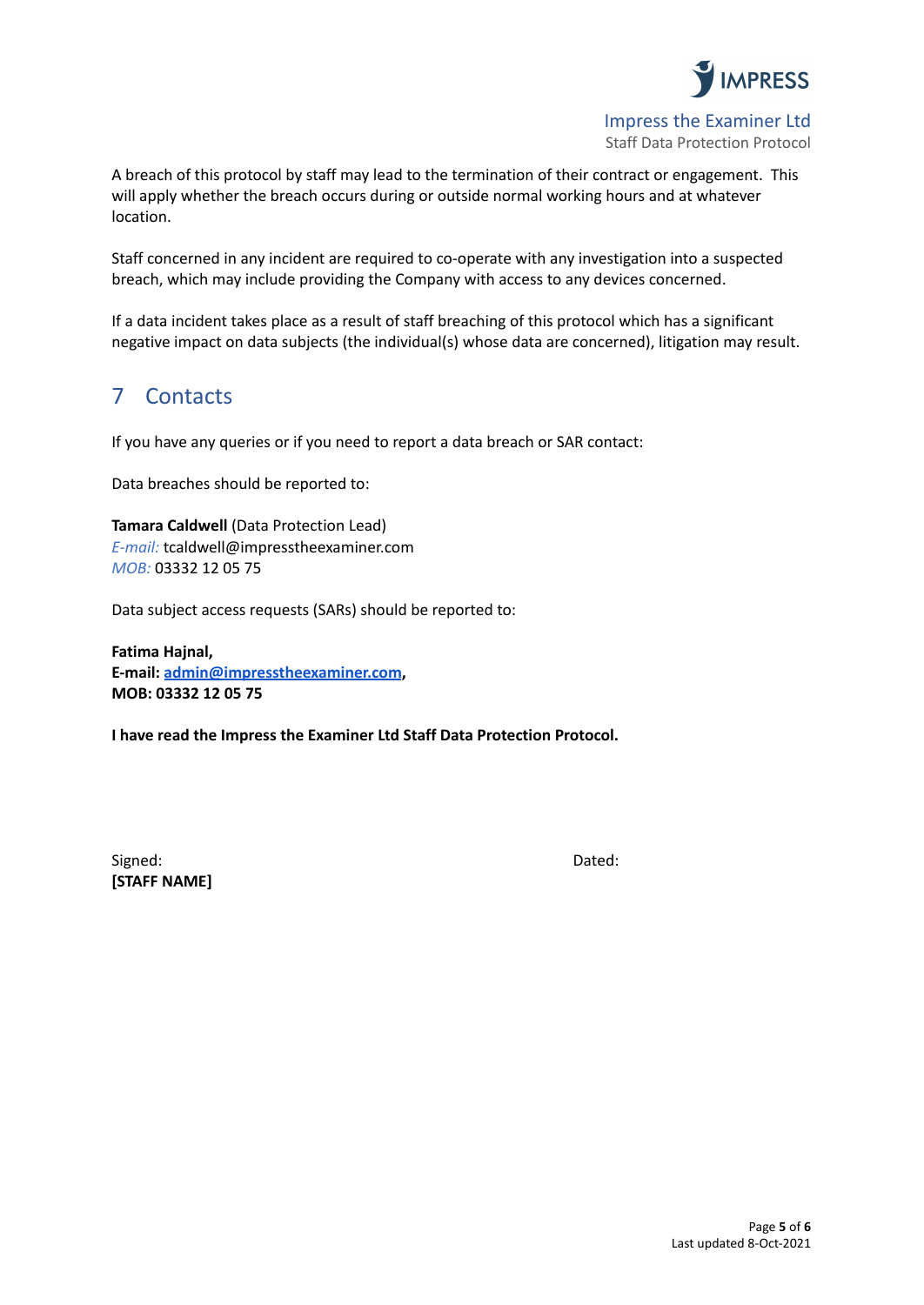A breach of this protocol by staff may lead to the termination of their contract or engagement. This will apply whether the breach occurs during or outside normal working hours and at whatever location.

Staff concerned in any incident are required to co-operate with any investigation into a suspected breach, which may include providing the Company with access to any devices concerned.

If a data incident takes place as a result of staff breaching of this protocol which has a significant negative impact on data subjects (the individual(s) whose data are concerned), litigation may result.

## 7 Contacts

If you have any queries or if you need to report a data breach or SAR contact:

Data breaches should be reported to:

**Tamara Caldwell** (Data Protection Lead)
*E-mail:* tcaldwell@impresstheexaminer.com
*MOB:* 03332 12 05 75

Data subject access requests (SARs) should be reported to:

**Fatima Hajnal,**
**E-mail: admin@impresstheexaminer.com,**
**MOB: 03332 12 05 75**

**I have read the Impress the Examiner Ltd Staff Data Protection Protocol.**

Signed: Dated:
**[STAFF NAME]**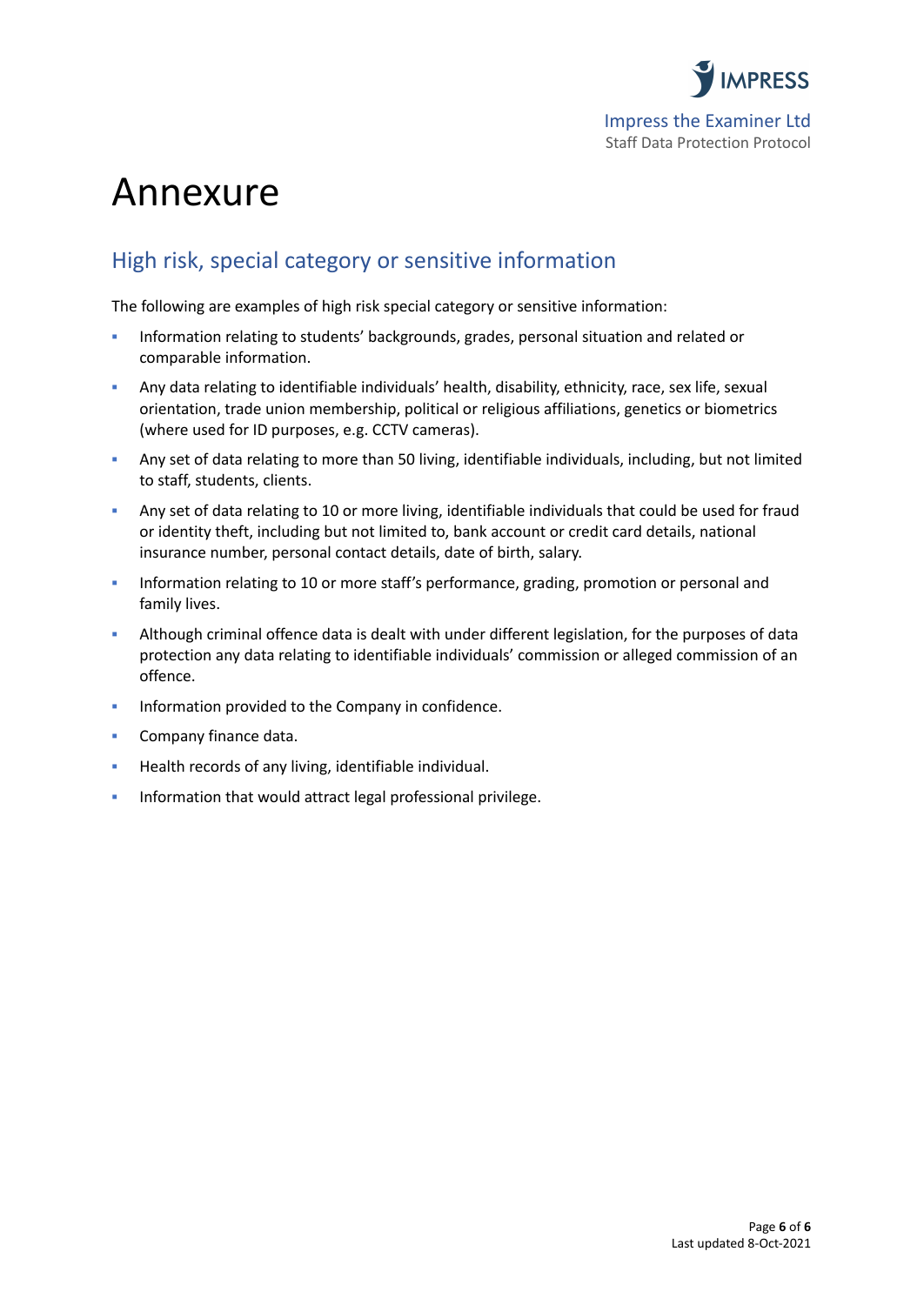# Annexure

## High risk, special category or sensitive information

The following are examples of high risk special category or sensitive information:

- Information relating to students' backgrounds, grades, personal situation and related or comparable information.
- Any data relating to identifiable individuals' health, disability, ethnicity, race, sex life, sexual orientation, trade union membership, political or religious affiliations, genetics or biometrics (where used for ID purposes, e.g. CCTV cameras).
- Any set of data relating to more than 50 living, identifiable individuals, including, but not limited to staff, students, clients.
- Any set of data relating to 10 or more living, identifiable individuals that could be used for fraud or identity theft, including but not limited to, bank account or credit card details, national insurance number, personal contact details, date of birth, salary.
- Information relating to 10 or more staff's performance, grading, promotion or personal and family lives.
- Although criminal offence data is dealt with under different legislation, for the purposes of data protection any data relating to identifiable individuals' commission or alleged commission of an offence.
- Information provided to the Company in confidence.
- Company finance data.
- Health records of any living, identifiable individual.
- Information that would attract legal professional privilege.